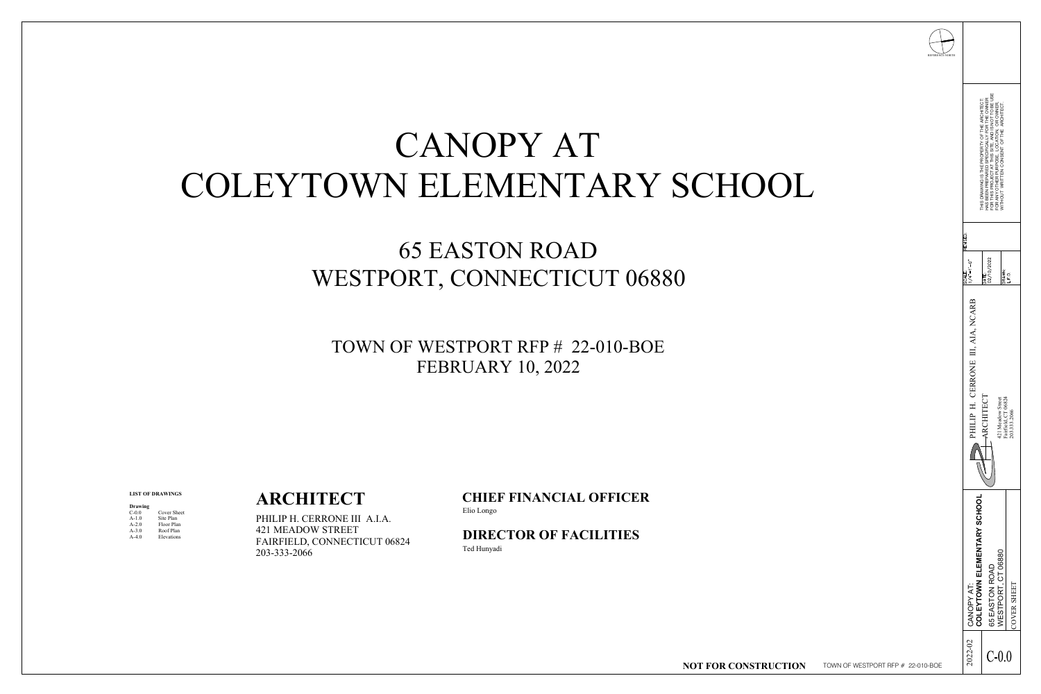# CANOPY AT COLEYTOWN ELEMENTARY SCHOOL

## 65 EASTON ROAD
## WESTPORT, CONNECTICUT 06880

### TOWN OF WESTPORT RFP # 22-010-BOE
### FEBRUARY 10, 2022

**LIST OF DRAWINGS**

| Drawing | |
|---|---|
| C-0.0 | Cover Sheet |
| A-1.0 | Site Plan |
| A-2.0 | Floor Plan |
| A-3.0 | Roof Plan |
| A-4.0 | Elevations |

## ARCHITECT

PHILIP H. CERRONE III A.I.A.
421 MEADOW STREET
FAIRFIELD, CONNECTICUT 06824
203-333-2066

### CHIEF FINANCIAL OFFICER

Elio Longo

### DIRECTOR OF FACILITIES

Ted Hunyadi

REFERENCE NORTH

THIS DRAWING IS THE PROPERTY OF THE ARCHITECT. HAS BEEN PREPARED SPECIFICALLY FOR THE OWNER FOR THIS PROJECT AT THIS SITE AND IS NOT TO BE USED FOR ANY OTHER PURPOSE, LOCATION, OR OWNER WITHOUT WRITTEN CONSENT OF THE ARCHITECT.

REVISED:

SCALE: 1/4" = 1'-0"
DATE: 02/10/2022
DRAWN: LF

PHILIP H. CERRONE III, AIA, NCARB
ARCHITECT
421 Meadow Street
Fairfield, CT 06824
203.333.2066

CANOPY AT:
**COLEYTOWN ELEMENTARY SCHOOL**
65 EASTON ROAD
WESTPORT, CT 06880

COVER SHEET

2022-02

C-0.0

**NOT FOR CONSTRUCTION** TOWN OF WESTPORT RFP # 22-010-BOE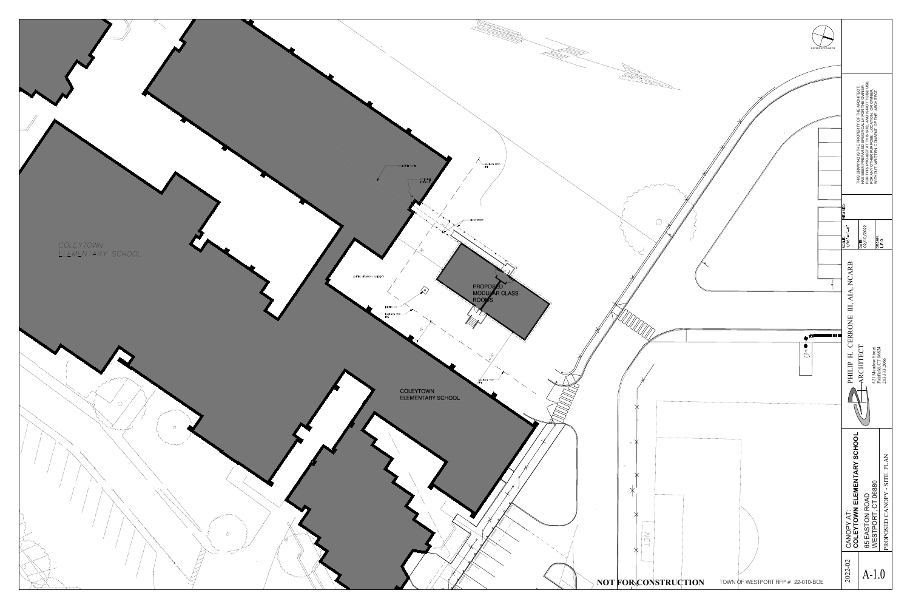COLEYTOWN ELEMENTARY SCHOOL

PROPOSED MODULAR CLASS ROOMS

COLEYTOWN ELEMENTARY SCHOOL

REFERENCE NORTH

THIS DRAWING IS THE PROPERTY OF THE ARCHITECT. HAS BEEN PREPARED SPECIFICALLY FOR THE OWNER FOR THIS PROJECT AT THIS SITE AND IS NOT TO BE USED FOR ANY OTHER PURPOSE, LOCATION, OR OWNER WITHOUT WRITTEN CONSENT OF THE ARCHITECT.

SCALE: 1/16"=1'-0"

DATE: 02/10/2022

DRAWN: LF

REVISED:

PHILIP H. CERRONE III, AIA, NCARB
ARCHITECT

421 Meadow Street
Fairfield, CT 06824
203.333.2066

CANOPY AT:
**COLEYTOWN ELEMENTARY SCHOOL**
65 EASTON ROAD
WESTPORT, CT 06880

PROPOSED CANOPY - SITE PLAN

2022-02

A-1.0

**NOT FOR CONSTRUCTION**

TOWN OF WESTPORT RFP # 22-010-BOE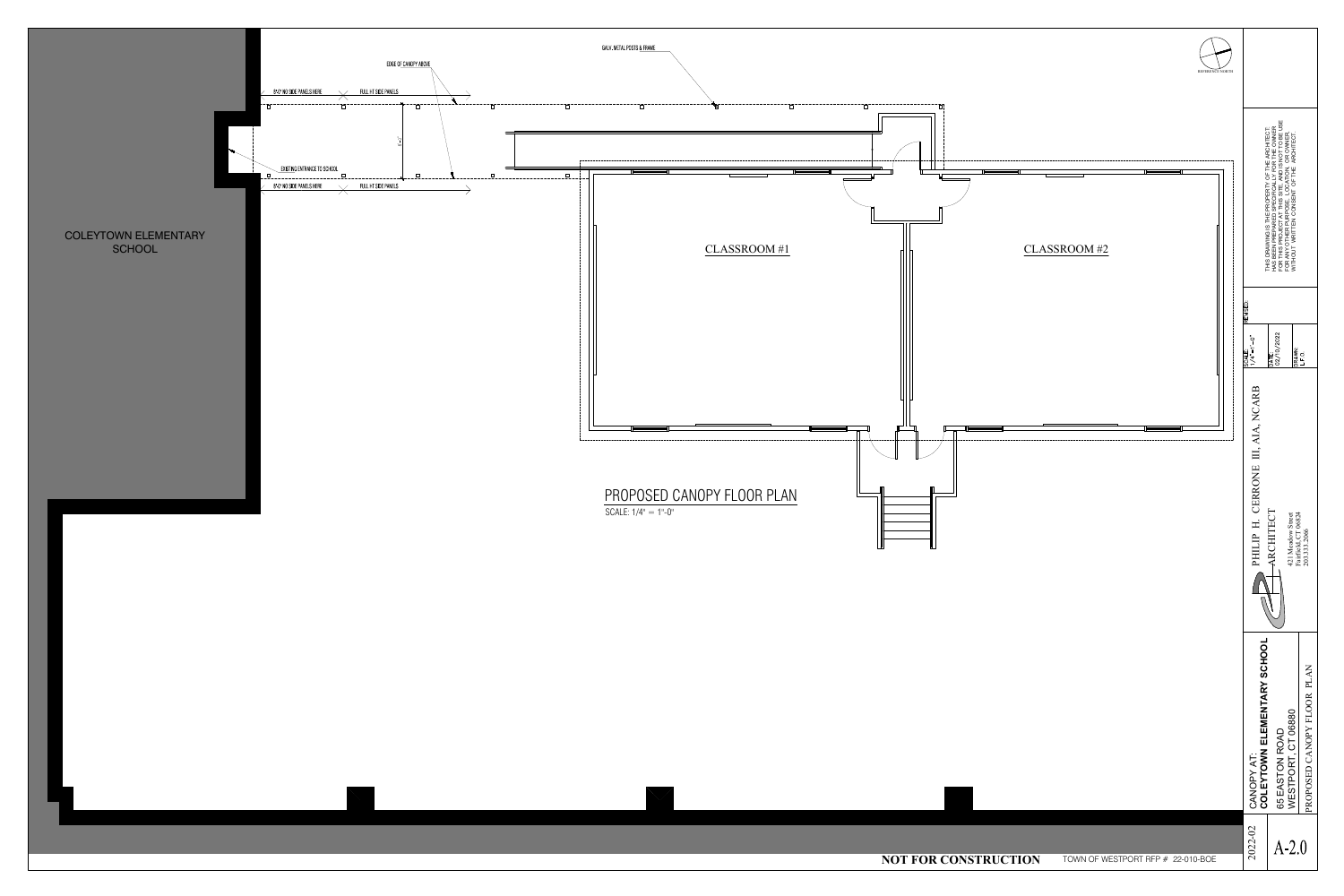COLEYTOWN ELEMENTARY SCHOOL

EDGE OF CANOPY ABOVE

GALV. METAL POSTS & FRAME

8'x2' NO SIDE PANELS HERE

FULL HT SIDE PANELS

EXISTING ENTRANCE TO SCHOOL

8'x2' NO SIDE PANELS HERE

FULL HT SIDE PANELS

CLASSROOM #1

CLASSROOM #2

REFERENCE NORTH

## PROPOSED CANOPY FLOOR PLAN

SCALE: 1/4" = 1'-0"

THIS DRAWING IS THE PROPERTY OF THE ARCHITECT. IT HAS BEEN PREPARED SPECIFICALLY FOR THE OWNER FOR THIS PROJECT AT THIS SITE AND NOT TO BE USED FOR ANY OTHER PURPOSE, LOCATION, OR OWNER WITHOUT WRITTEN CONSENT OF THE ARCHITECT.

REVISED:

SCALE: 1/4" = 1'-0"

DATE: 02/10/2022

DRAWN: LF

PHILIP H. CERRONE III, AIA, NCARB
ARCHITECT
421 Meadow Street
Fairfield, CT 06824
203.333.2066

CANOPY AT:
**COLEYTOWN ELEMENTARY SCHOOL**
65 EASTON ROAD
WESTPORT, CT 06880

PROPOSED CANOPY FLOOR PLAN

2022-02

A-2.0

**NOT FOR CONSTRUCTION**

TOWN OF WESTPORT RFP # 22-010-BOE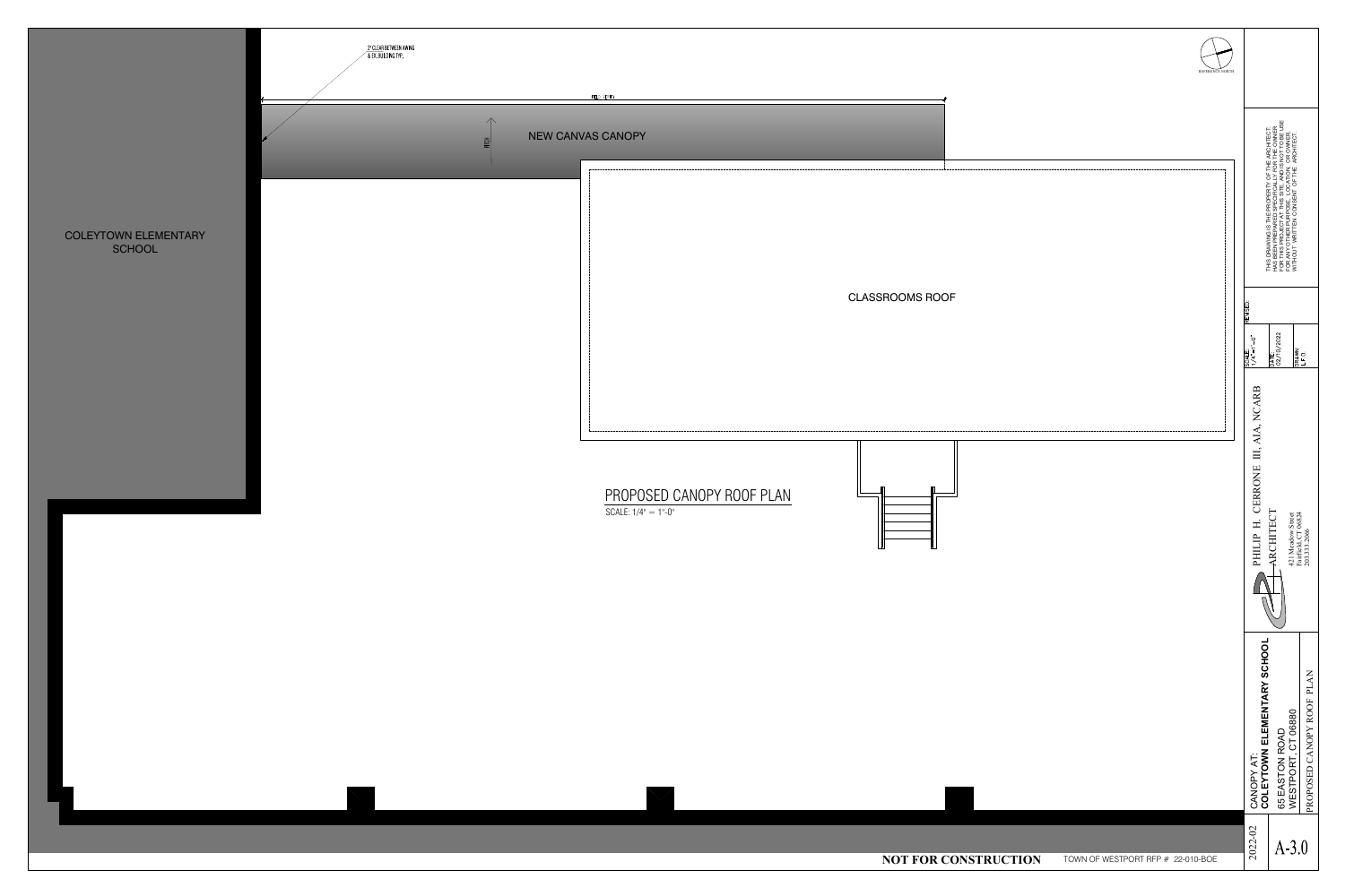2" CLEAR BETWEEN AWNG & EX. BUILDING TYP.

FIELD VERIFY

NEW CANVAS CANOPY

PITCH

COLEYTOWN ELEMENTARY SCHOOL

CLASSROOMS ROOF

## PROPOSED CANOPY ROOF PLAN

SCALE: 1/4" = 1'-0"

REFERENCE NORTH

THIS DRAWING IS THE PROPERTY OF THE ARCHITECT. HAS BEEN PREPARED SPECIFICALLY FOR THE OWNER FOR THIS PROJECT AT THIS SITE AND NOT TO BE USE FOR ANY OTHER PURPOSE, LOCATION, OR OWNER WITHOUT WRITTEN CONSENT OF THE ARCHITECT.

REVISED:

SCALE: 1/4" = 1'-0"

DATE: 02/10/2022

DRAWN: LF

PHILIP H. CERRONE III, AIA, NCARB
ARCHITECT
421 Meadow Street
Fairfield, CT 06824
203.333.2066

CANOPY AT:
**COLEYTOWN ELEMENTARY SCHOOL**
65 EASTON ROAD
WESTPORT, CT 06880

PROPOSED CANOPY ROOF PLAN

2022-02

A-3.0

**NOT FOR CONSTRUCTION**

TOWN OF WESTPORT RFP # 22-010-BOE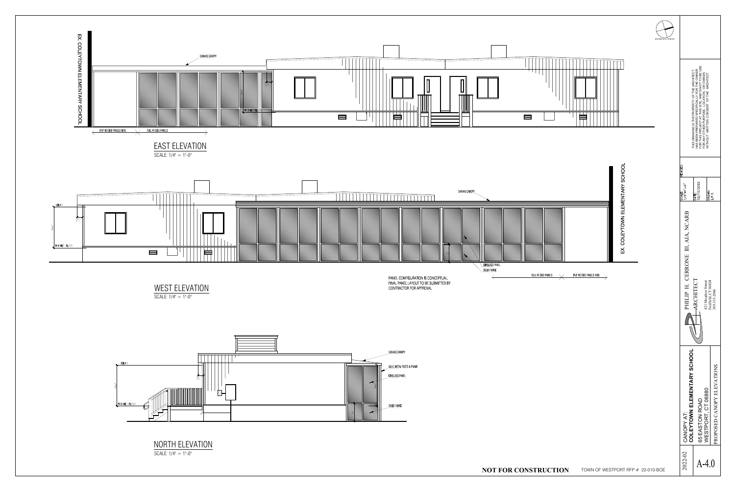EX. COLEYTOWN ELEMENTARY SCHOOL

CANVAS CANOPY

8'-0" NO SIDE PANELS HERE

FULL HT SIDE PANELS

## EAST ELEVATION

SCALE: 1/4" = 1'-0"

CEILING

FINISHED FLOOR

CANVAS CANOPY

EX. COLEYTOWN ELEMENTARY SCHOOL

ISINGLASS PANEL

SOLID FABRIC

FULL HT SIDE PANELS

8'-0" NO SIDE PANELS HERE

## WEST ELEVATION

SCALE: 1/4" = 1'-0"

PANEL CONFIGURATION IS CONCEPTUAL. FINAL PANEL LAYOUT TO BE SUBMITTED BY CONTRACTOR FOR APPROVAL.

CEILING

FINISHED FLOOR

CANVAS CANOPY

GALV. METAL POSTS & FRAME

ISINGLASS PANEL

SOLID FABRIC

## NORTH ELEVATION

SCALE: 1/4" = 1'-0"

**NOT FOR CONSTRUCTION**

TOWN OF WESTPORT RFP # 22-010-BOE

REFERENCE NORTH

THIS DRAWING IS THE PROPERTY OF THE ARCHITECT. HAS BEEN PREPARED SPECIFICALLY FOR THE OWNER FOR THIS PROJECT AT THIS SITE AND IS NOT TO BE USED FOR ANY OTHER PURPOSE, LOCATION, OR OWNER WITHOUT WRITTEN CONSENT OF THE ARCHITECT.

REVISED:

SCALE: 1/4" = 1'-0"

DATE: 02/10/2022

DRAWN: LFA

PHILIP H. CERRONE III, AIA, NCARB
ARCHITECT

421 Meadow Street
Fairfield, CT 06824
203.333.2066

CANOPY AT:
**COLEYTOWN ELEMENTARY SCHOOL**
65 EASTON ROAD
WESTPORT, CT 06880

PROPOSED CANOPY ELEVATIONS

2022-02

A-4.0